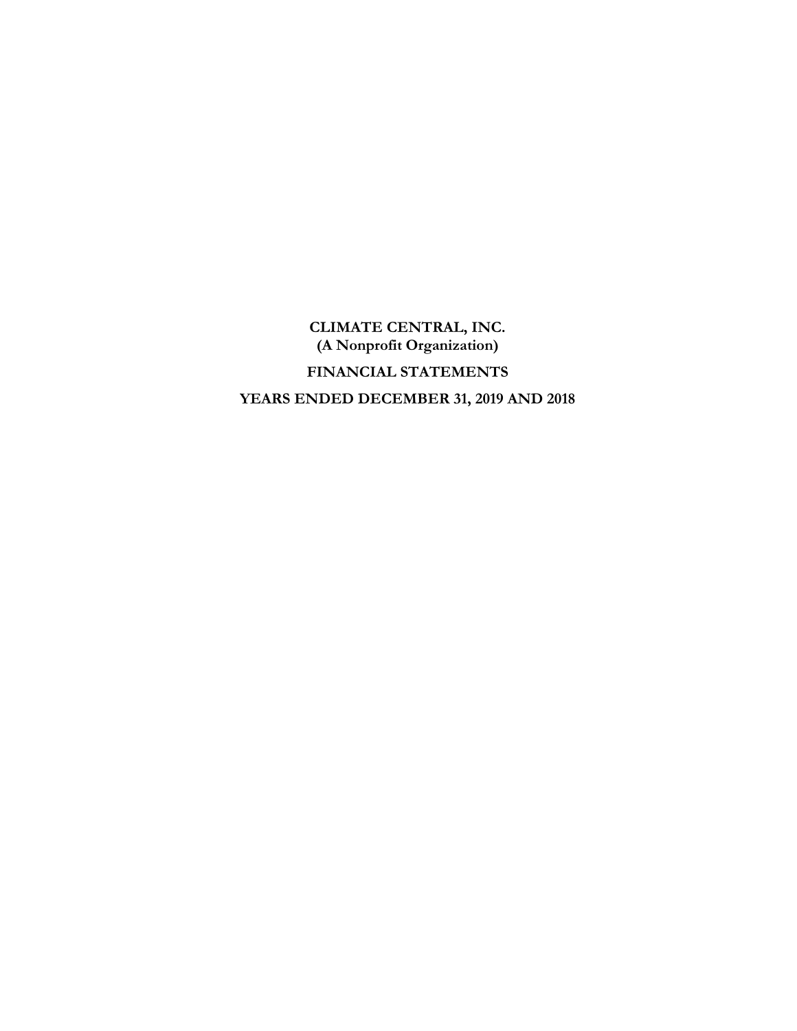# CLIMATE CENTRAL, INC.
## (A Nonprofit Organization)

## FINANCIAL STATEMENTS

## YEARS ENDED DECEMBER 31, 2019 AND 2018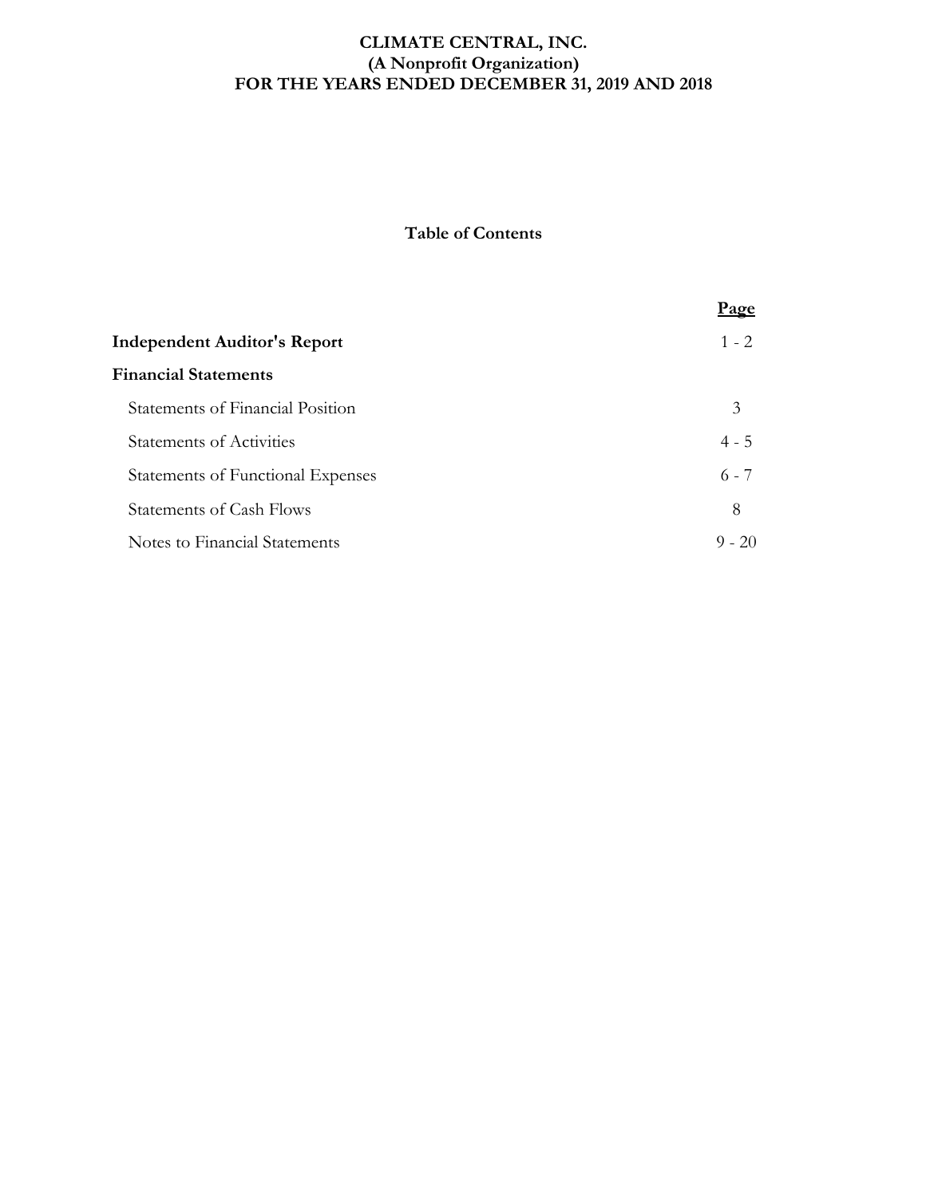# CLIMATE CENTRAL, INC.
## (A Nonprofit Organization)
## FOR THE YEARS ENDED DECEMBER 31, 2019 AND 2018

### Table of Contents

| | Page |
|---|---|
| **Independent Auditor's Report** | 1 - 2 |
| **Financial Statements** | |
| Statements of Financial Position | 3 |
| Statements of Activities | 4 - 5 |
| Statements of Functional Expenses | 6 - 7 |
| Statements of Cash Flows | 8 |
| Notes to Financial Statements | 9 - 20 |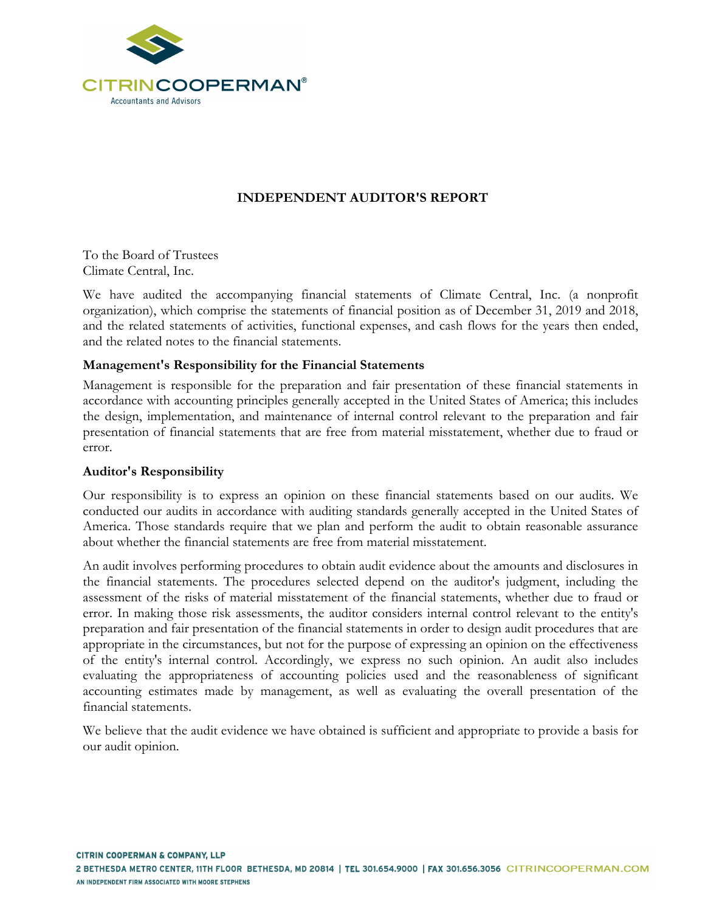# INDEPENDENT AUDITOR'S REPORT

To the Board of Trustees
Climate Central, Inc.

We have audited the accompanying financial statements of Climate Central, Inc. (a nonprofit organization), which comprise the statements of financial position as of December 31, 2019 and 2018, and the related statements of activities, functional expenses, and cash flows for the years then ended, and the related notes to the financial statements.

## Management's Responsibility for the Financial Statements

Management is responsible for the preparation and fair presentation of these financial statements in accordance with accounting principles generally accepted in the United States of America; this includes the design, implementation, and maintenance of internal control relevant to the preparation and fair presentation of financial statements that are free from material misstatement, whether due to fraud or error.

## Auditor's Responsibility

Our responsibility is to express an opinion on these financial statements based on our audits. We conducted our audits in accordance with auditing standards generally accepted in the United States of America. Those standards require that we plan and perform the audit to obtain reasonable assurance about whether the financial statements are free from material misstatement.

An audit involves performing procedures to obtain audit evidence about the amounts and disclosures in the financial statements. The procedures selected depend on the auditor's judgment, including the assessment of the risks of material misstatement of the financial statements, whether due to fraud or error. In making those risk assessments, the auditor considers internal control relevant to the entity's preparation and fair presentation of the financial statements in order to design audit procedures that are appropriate in the circumstances, but not for the purpose of expressing an opinion on the effectiveness of the entity's internal control. Accordingly, we express no such opinion. An audit also includes evaluating the appropriateness of accounting policies used and the reasonableness of significant accounting estimates made by management, as well as evaluating the overall presentation of the financial statements.

We believe that the audit evidence we have obtained is sufficient and appropriate to provide a basis for our audit opinion.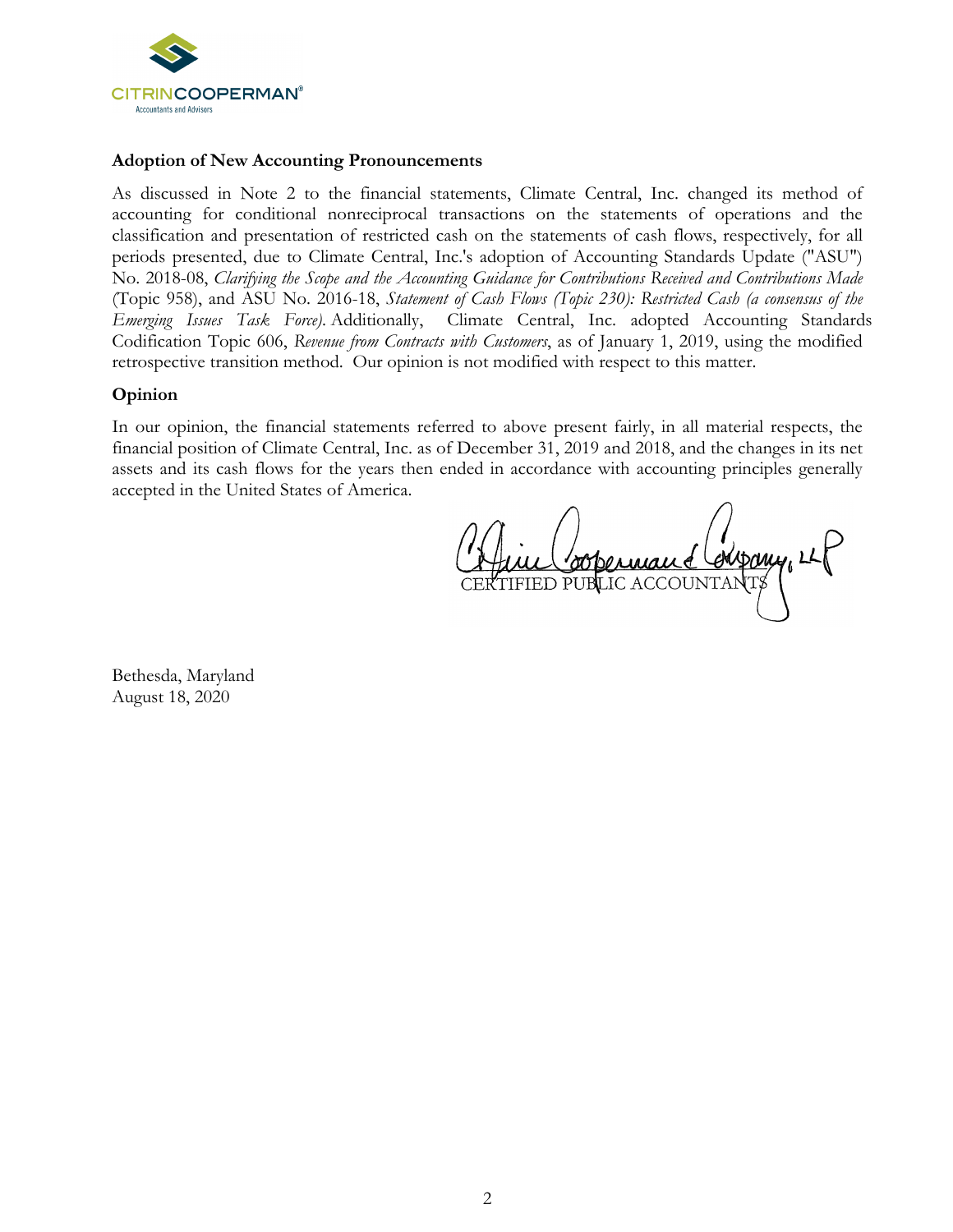### Adoption of New Accounting Pronouncements

As discussed in Note 2 to the financial statements, Climate Central, Inc. changed its method of accounting for conditional nonreciprocal transactions on the statements of operations and the classification and presentation of restricted cash on the statements of cash flows, respectively, for all periods presented, due to Climate Central, Inc.'s adoption of Accounting Standards Update ("ASU") No. 2018-08, *Clarifying the Scope and the Accounting Guidance for Contributions Received and Contributions Made* (Topic 958), and ASU No. 2016-18, *Statement of Cash Flows (Topic 230): Restricted Cash (a consensus of the Emerging Issues Task Force)*. Additionally, Climate Central, Inc. adopted Accounting Standards Codification Topic 606, *Revenue from Contracts with Customers*, as of January 1, 2019, using the modified retrospective transition method. Our opinion is not modified with respect to this matter.

### Opinion

In our opinion, the financial statements referred to above present fairly, in all material respects, the financial position of Climate Central, Inc. as of December 31, 2019 and 2018, and the changes in its net assets and its cash flows for the years then ended in accordance with accounting principles generally accepted in the United States of America.

Citrin Cooperman & Company, LLP
CERTIFIED PUBLIC ACCOUNTANTS

Bethesda, Maryland
August 18, 2020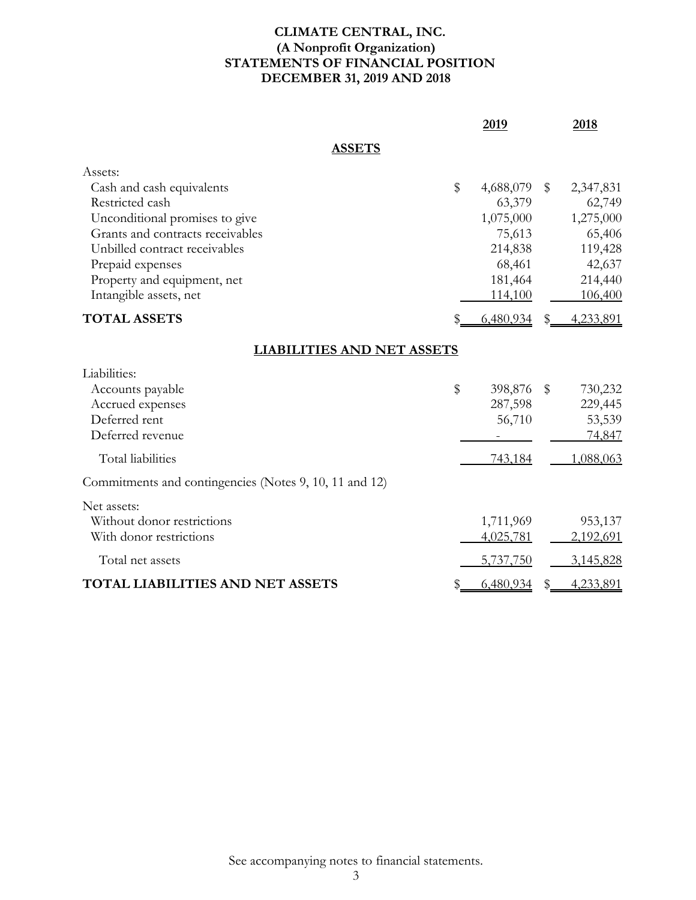# CLIMATE CENTRAL, INC.
## (A Nonprofit Organization)
## STATEMENTS OF FINANCIAL POSITION
## DECEMBER 31, 2019 AND 2018

| | 2019 | 2018 |
|---|---|---|
| **ASSETS** | | |
| Assets: | | |
| Cash and cash equivalents | $ 4,688,079 | $ 2,347,831 |
| Restricted cash | 63,379 | 62,749 |
| Unconditional promises to give | 1,075,000 | 1,275,000 |
| Grants and contracts receivables | 75,613 | 65,406 |
| Unbilled contract receivables | 214,838 | 119,428 |
| Prepaid expenses | 68,461 | 42,637 |
| Property and equipment, net | 181,464 | 214,440 |
| Intangible assets, net | 114,100 | 106,400 |
| **TOTAL ASSETS** | $ 6,480,934 | $ 4,233,891 |
| **LIABILITIES AND NET ASSETS** | | |
| Liabilities: | | |
| Accounts payable | $ 398,876 | $ 730,232 |
| Accrued expenses | 287,598 | 229,445 |
| Deferred rent | 56,710 | 53,539 |
| Deferred revenue | - | 74,847 |
| Total liabilities | 743,184 | 1,088,063 |
| Commitments and contingencies (Notes 9, 10, 11 and 12) | | |
| Net assets: | | |
| Without donor restrictions | 1,711,969 | 953,137 |
| With donor restrictions | 4,025,781 | 2,192,691 |
| Total net assets | 5,737,750 | 3,145,828 |
| **TOTAL LIABILITIES AND NET ASSETS** | $ 6,480,934 | $ 4,233,891 |

See accompanying notes to financial statements.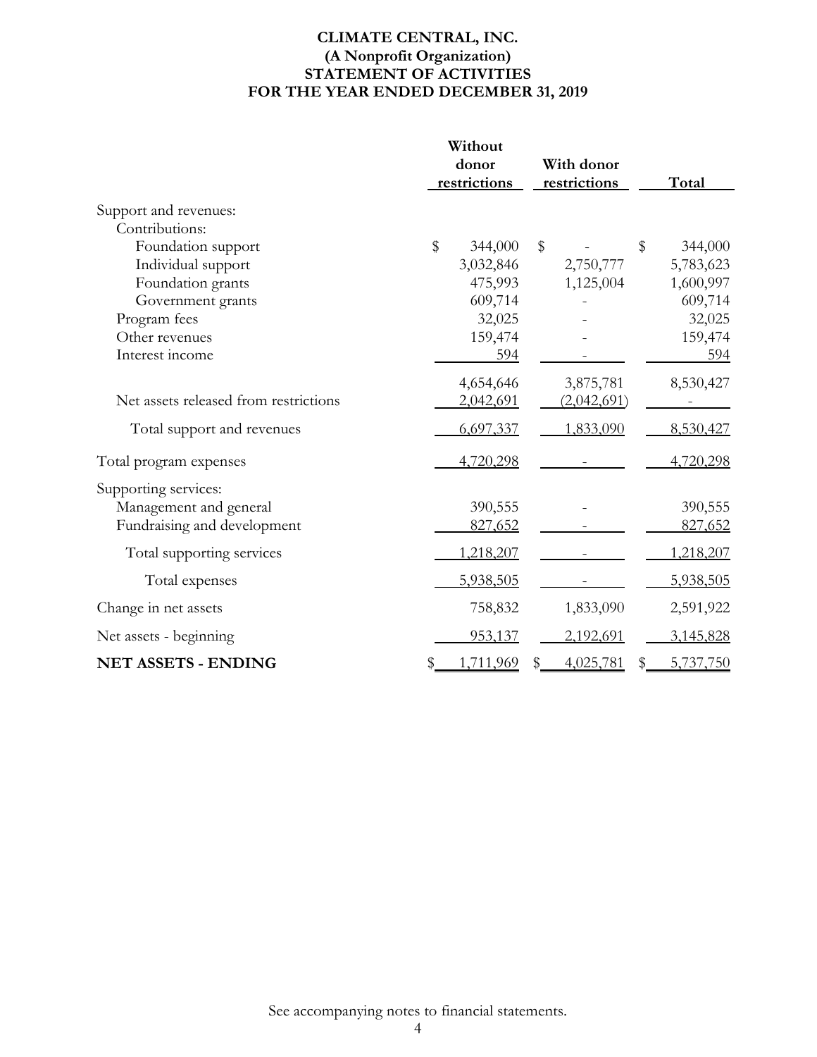**CLIMATE CENTRAL, INC.**
**(A Nonprofit Organization)**
**STATEMENT OF ACTIVITIES**
**FOR THE YEAR ENDED DECEMBER 31, 2019**

| | Without donor restrictions | With donor restrictions | Total |
|---|---|---|---|
| Support and revenues: | | | |
| Contributions: | | | |
| Foundation support | $ 344,000 | $ - | $ 344,000 |
| Individual support | 3,032,846 | 2,750,777 | 5,783,623 |
| Foundation grants | 475,993 | 1,125,004 | 1,600,997 |
| Government grants | 609,714 | - | 609,714 |
| Program fees | 32,025 | - | 32,025 |
| Other revenues | 159,474 | - | 159,474 |
| Interest income | 594 | - | 594 |
| | 4,654,646 | 3,875,781 | 8,530,427 |
| Net assets released from restrictions | 2,042,691 | (2,042,691) | - |
| Total support and revenues | 6,697,337 | 1,833,090 | 8,530,427 |
| Total program expenses | 4,720,298 | - | 4,720,298 |
| Supporting services: | | | |
| Management and general | 390,555 | - | 390,555 |
| Fundraising and development | 827,652 | - | 827,652 |
| Total supporting services | 1,218,207 | - | 1,218,207 |
| Total expenses | 5,938,505 | - | 5,938,505 |
| Change in net assets | 758,832 | 1,833,090 | 2,591,922 |
| Net assets - beginning | 953,137 | 2,192,691 | 3,145,828 |
| **NET ASSETS - ENDING** | $ 1,711,969 | $ 4,025,781 | $ 5,737,750 |

See accompanying notes to financial statements.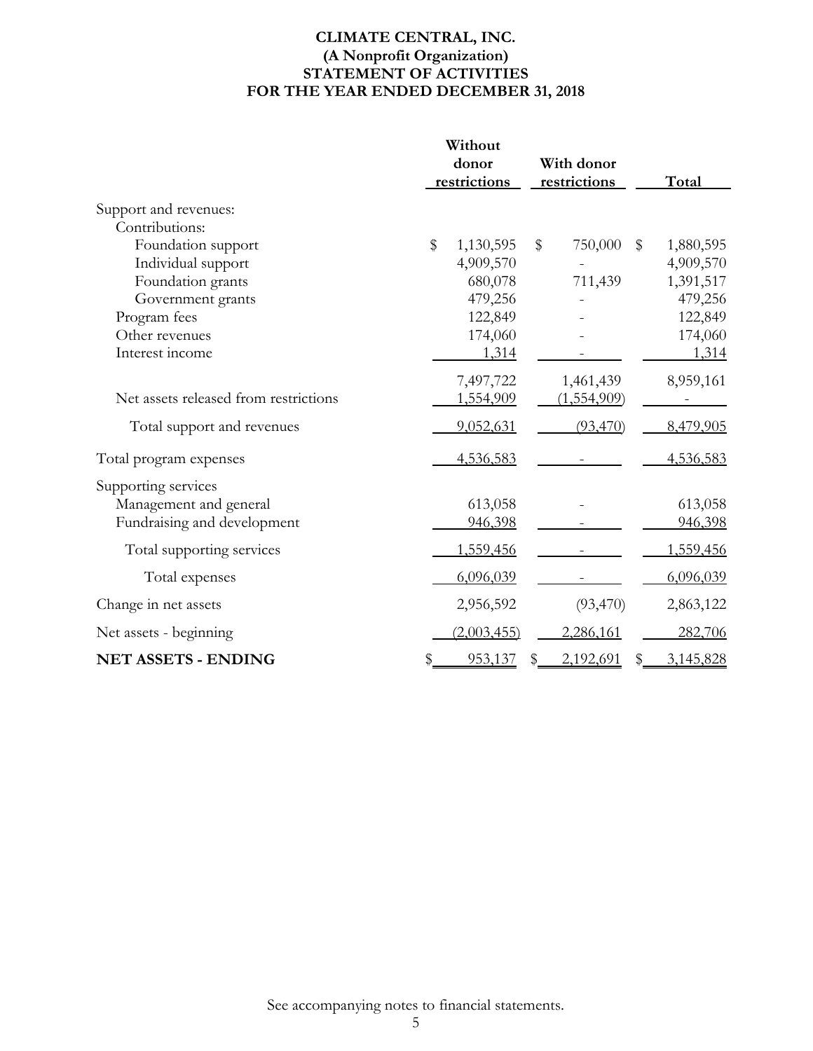# CLIMATE CENTRAL, INC.
## (A Nonprofit Organization)
## STATEMENT OF ACTIVITIES
## FOR THE YEAR ENDED DECEMBER 31, 2018

| | Without donor restrictions | With donor restrictions | Total |
|---|---|---|---|
| Support and revenues: | | | |
| Contributions: | | | |
| Foundation support | $ 1,130,595 | $ 750,000 | $ 1,880,595 |
| Individual support | 4,909,570 | - | 4,909,570 |
| Foundation grants | 680,078 | 711,439 | 1,391,517 |
| Government grants | 479,256 | - | 479,256 |
| Program fees | 122,849 | - | 122,849 |
| Other revenues | 174,060 | - | 174,060 |
| Interest income | 1,314 | - | 1,314 |
| | 7,497,722 | 1,461,439 | 8,959,161 |
| Net assets released from restrictions | 1,554,909 | (1,554,909) | - |
| Total support and revenues | 9,052,631 | (93,470) | 8,479,905 |
| Total program expenses | 4,536,583 | - | 4,536,583 |
| Supporting services | | | |
| Management and general | 613,058 | - | 613,058 |
| Fundraising and development | 946,398 | - | 946,398 |
| Total supporting services | 1,559,456 | - | 1,559,456 |
| Total expenses | 6,096,039 | - | 6,096,039 |
| Change in net assets | 2,956,592 | (93,470) | 2,863,122 |
| Net assets - beginning | (2,003,455) | 2,286,161 | 282,706 |
| **NET ASSETS - ENDING** | $ 953,137 | $ 2,192,691 | $ 3,145,828 |

See accompanying notes to financial statements.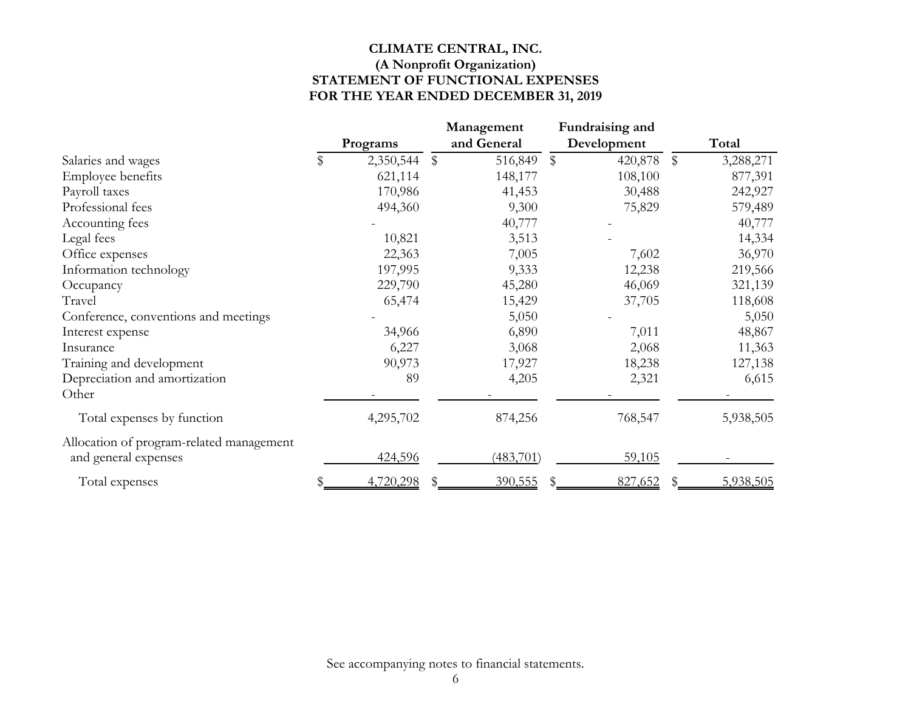# CLIMATE CENTRAL, INC.
## (A Nonprofit Organization)
## STATEMENT OF FUNCTIONAL EXPENSES
## FOR THE YEAR ENDED DECEMBER 31, 2019

| | Programs | Management and General | Fundraising and Development | Total |
|---|---|---|---|---|
| Salaries and wages | $ 2,350,544 | $ 516,849 | $ 420,878 | $ 3,288,271 |
| Employee benefits | 621,114 | 148,177 | 108,100 | 877,391 |
| Payroll taxes | 170,986 | 41,453 | 30,488 | 242,927 |
| Professional fees | 494,360 | 9,300 | 75,829 | 579,489 |
| Accounting fees | - | 40,777 | - | 40,777 |
| Legal fees | 10,821 | 3,513 | - | 14,334 |
| Office expenses | 22,363 | 7,005 | 7,602 | 36,970 |
| Information technology | 197,995 | 9,333 | 12,238 | 219,566 |
| Occupancy | 229,790 | 45,280 | 46,069 | 321,139 |
| Travel | 65,474 | 15,429 | 37,705 | 118,608 |
| Conference, conventions and meetings | - | 5,050 | - | 5,050 |
| Interest expense | 34,966 | 6,890 | 7,011 | 48,867 |
| Insurance | 6,227 | 3,068 | 2,068 | 11,363 |
| Training and development | 90,973 | 17,927 | 18,238 | 127,138 |
| Depreciation and amortization | 89 | 4,205 | 2,321 | 6,615 |
| Other | - | - | - | - |
| Total expenses by function | 4,295,702 | 874,256 | 768,547 | 5,938,505 |
| Allocation of program-related management and general expenses | 424,596 | (483,701) | 59,105 | - |
| Total expenses | $ 4,720,298 | $ 390,555 | $ 827,652 | $ 5,938,505 |

See accompanying notes to financial statements.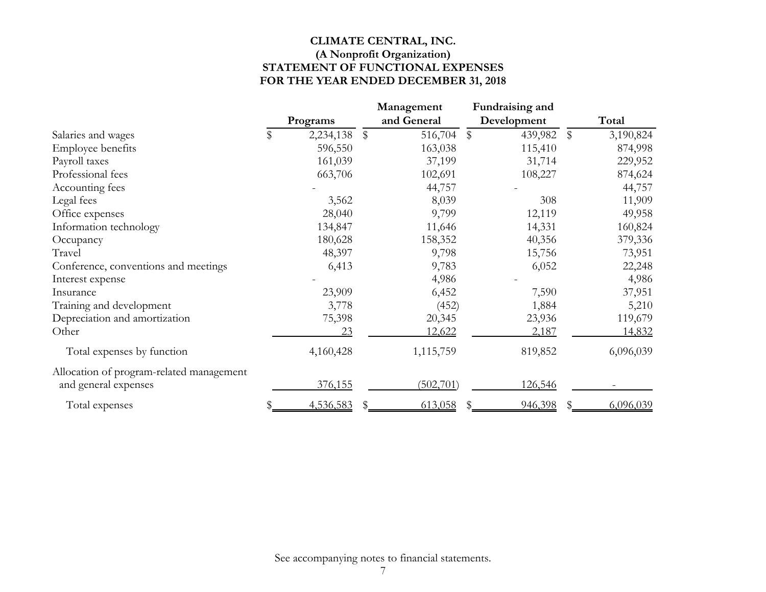**CLIMATE CENTRAL, INC.**
**(A Nonprofit Organization)**
**STATEMENT OF FUNCTIONAL EXPENSES**
**FOR THE YEAR ENDED DECEMBER 31, 2018**

| | Programs | Management and General | Fundraising and Development | Total |
|---|---|---|---|---|
| Salaries and wages | $ 2,234,138 | $ 516,704 | $ 439,982 | $ 3,190,824 |
| Employee benefits | 596,550 | 163,038 | 115,410 | 874,998 |
| Payroll taxes | 161,039 | 37,199 | 31,714 | 229,952 |
| Professional fees | 663,706 | 102,691 | 108,227 | 874,624 |
| Accounting fees | - | 44,757 | - | 44,757 |
| Legal fees | 3,562 | 8,039 | 308 | 11,909 |
| Office expenses | 28,040 | 9,799 | 12,119 | 49,958 |
| Information technology | 134,847 | 11,646 | 14,331 | 160,824 |
| Occupancy | 180,628 | 158,352 | 40,356 | 379,336 |
| Travel | 48,397 | 9,798 | 15,756 | 73,951 |
| Conference, conventions and meetings | 6,413 | 9,783 | 6,052 | 22,248 |
| Interest expense | - | 4,986 | - | 4,986 |
| Insurance | 23,909 | 6,452 | 7,590 | 37,951 |
| Training and development | 3,778 | (452) | 1,884 | 5,210 |
| Depreciation and amortization | 75,398 | 20,345 | 23,936 | 119,679 |
| Other | 23 | 12,622 | 2,187 | 14,832 |
| Total expenses by function | 4,160,428 | 1,115,759 | 819,852 | 6,096,039 |
| Allocation of program-related management and general expenses | 376,155 | (502,701) | 126,546 | - |
| Total expenses | $ 4,536,583 | $ 613,058 | $ 946,398 | $ 6,096,039 |

See accompanying notes to financial statements.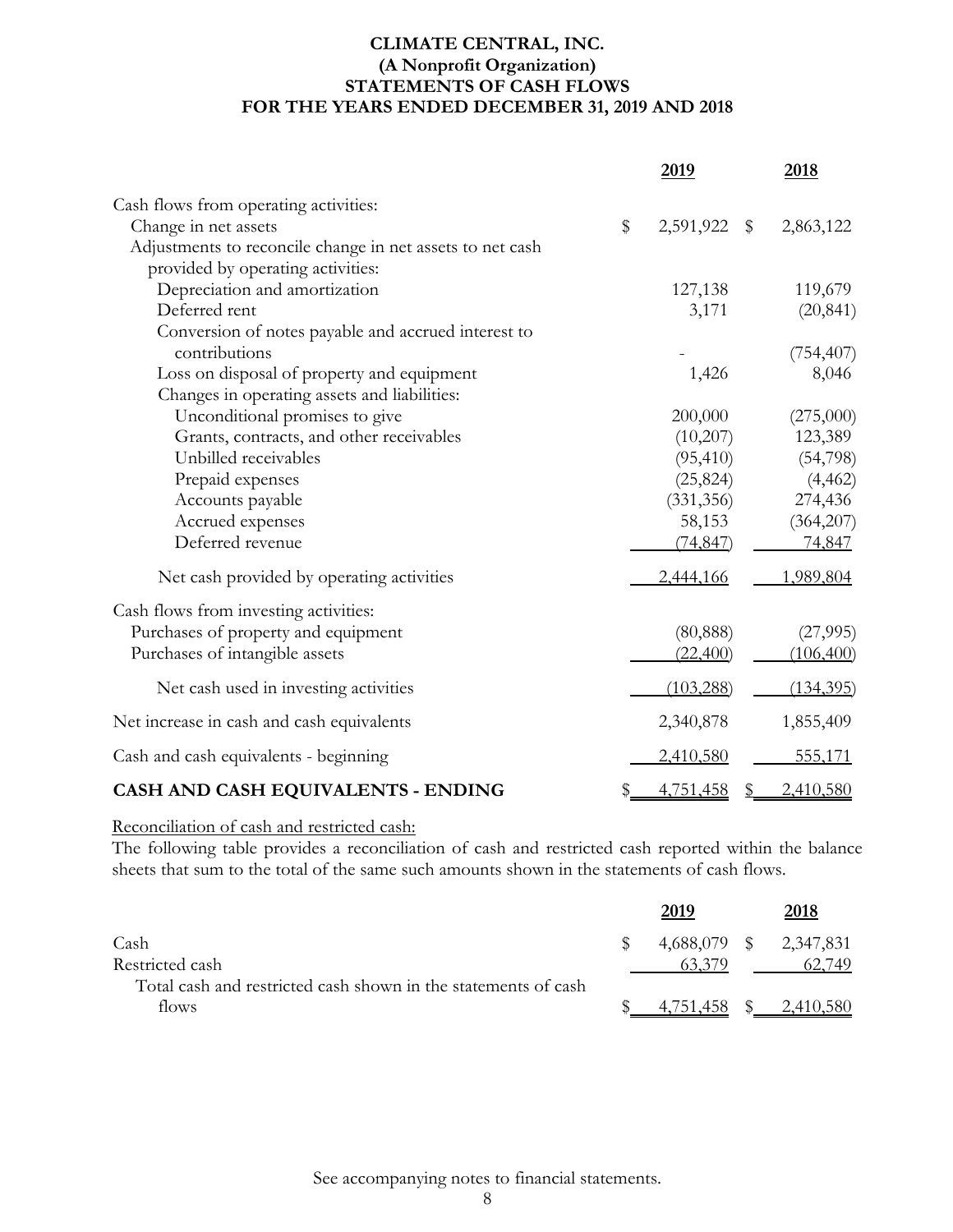# CLIMATE CENTRAL, INC.
## (A Nonprofit Organization)
## STATEMENTS OF CASH FLOWS
## FOR THE YEARS ENDED DECEMBER 31, 2019 AND 2018

| | 2019 | 2018 |
|---|---|---|
| Cash flows from operating activities: | | |
| Change in net assets | $ 2,591,922 | $ 2,863,122 |
| Adjustments to reconcile change in net assets to net cash provided by operating activities: | | |
| Depreciation and amortization | 127,138 | 119,679 |
| Deferred rent | 3,171 | (20,841) |
| Conversion of notes payable and accrued interest to contributions | - | (754,407) |
| Loss on disposal of property and equipment | 1,426 | 8,046 |
| Changes in operating assets and liabilities: | | |
| Unconditional promises to give | 200,000 | (275,000) |
| Grants, contracts, and other receivables | (10,207) | 123,389 |
| Unbilled receivables | (95,410) | (54,798) |
| Prepaid expenses | (25,824) | (4,462) |
| Accounts payable | (331,356) | 274,436 |
| Accrued expenses | 58,153 | (364,207) |
| Deferred revenue | (74,847) | 74,847 |
| Net cash provided by operating activities | 2,444,166 | 1,989,804 |
| Cash flows from investing activities: | | |
| Purchases of property and equipment | (80,888) | (27,995) |
| Purchases of intangible assets | (22,400) | (106,400) |
| Net cash used in investing activities | (103,288) | (134,395) |
| Net increase in cash and cash equivalents | 2,340,878 | 1,855,409 |
| Cash and cash equivalents - beginning | 2,410,580 | 555,171 |
| **CASH AND CASH EQUIVALENTS - ENDING** | $ 4,751,458 | $ 2,410,580 |

Reconciliation of cash and restricted cash:

The following table provides a reconciliation of cash and restricted cash reported within the balance sheets that sum to the total of the same such amounts shown in the statements of cash flows.

| | 2019 | 2018 |
|---|---|---|
| Cash | $ 4,688,079 | $ 2,347,831 |
| Restricted cash | 63,379 | 62,749 |
| Total cash and restricted cash shown in the statements of cash flows | $ 4,751,458 | $ 2,410,580 |

See accompanying notes to financial statements.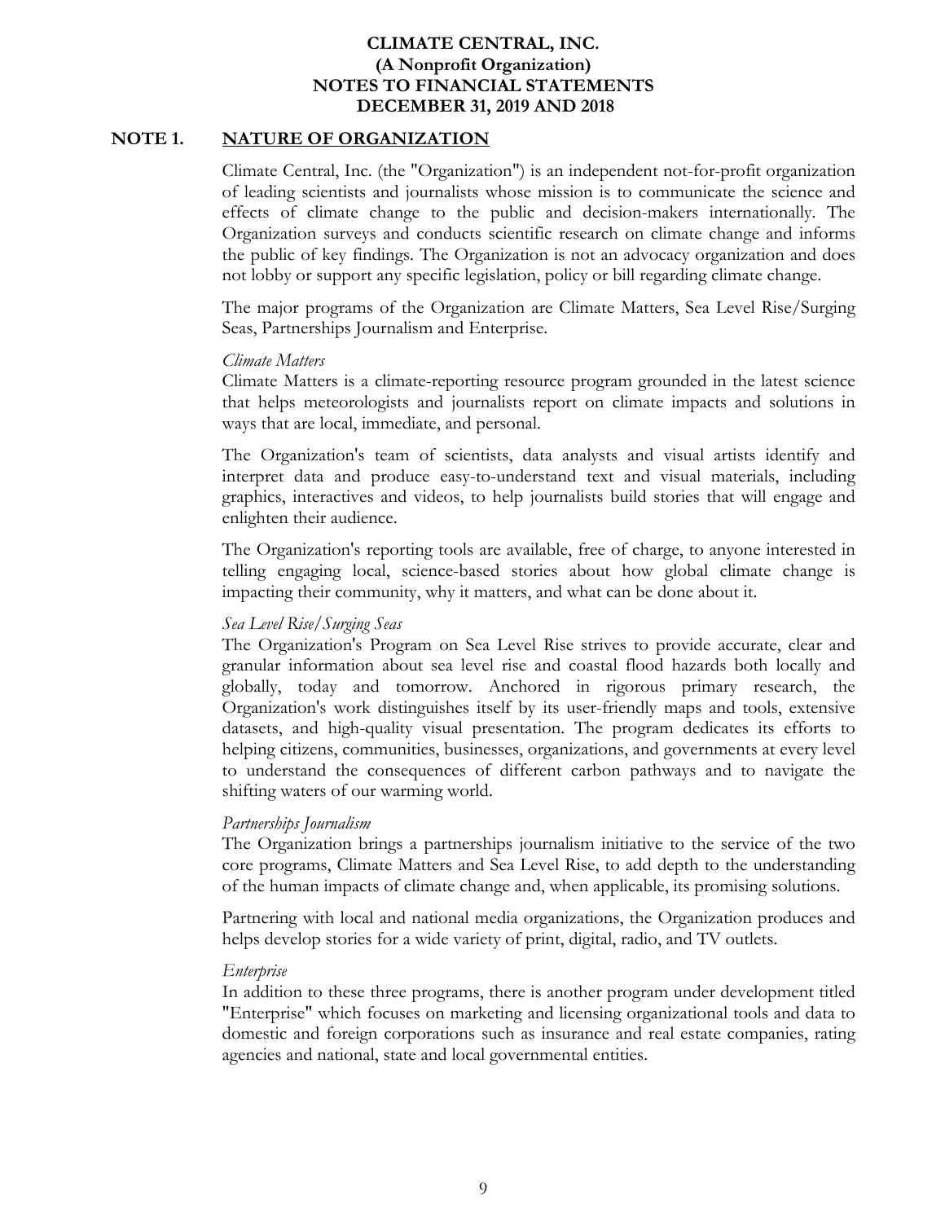# CLIMATE CENTRAL, INC.
## (A Nonprofit Organization)
## NOTES TO FINANCIAL STATEMENTS
## DECEMBER 31, 2019 AND 2018

## NOTE 1. NATURE OF ORGANIZATION

Climate Central, Inc. (the "Organization") is an independent not-for-profit organization of leading scientists and journalists whose mission is to communicate the science and effects of climate change to the public and decision-makers internationally. The Organization surveys and conducts scientific research on climate change and informs the public of key findings. The Organization is not an advocacy organization and does not lobby or support any specific legislation, policy or bill regarding climate change.

The major programs of the Organization are Climate Matters, Sea Level Rise/Surging Seas, Partnerships Journalism and Enterprise.

*Climate Matters*

Climate Matters is a climate-reporting resource program grounded in the latest science that helps meteorologists and journalists report on climate impacts and solutions in ways that are local, immediate, and personal.

The Organization's team of scientists, data analysts and visual artists identify and interpret data and produce easy-to-understand text and visual materials, including graphics, interactives and videos, to help journalists build stories that will engage and enlighten their audience.

The Organization's reporting tools are available, free of charge, to anyone interested in telling engaging local, science-based stories about how global climate change is impacting their community, why it matters, and what can be done about it.

*Sea Level Rise/Surging Seas*

The Organization's Program on Sea Level Rise strives to provide accurate, clear and granular information about sea level rise and coastal flood hazards both locally and globally, today and tomorrow. Anchored in rigorous primary research, the Organization's work distinguishes itself by its user-friendly maps and tools, extensive datasets, and high-quality visual presentation. The program dedicates its efforts to helping citizens, communities, businesses, organizations, and governments at every level to understand the consequences of different carbon pathways and to navigate the shifting waters of our warming world.

*Partnerships Journalism*

The Organization brings a partnerships journalism initiative to the service of the two core programs, Climate Matters and Sea Level Rise, to add depth to the understanding of the human impacts of climate change and, when applicable, its promising solutions.

Partnering with local and national media organizations, the Organization produces and helps develop stories for a wide variety of print, digital, radio, and TV outlets.

*Enterprise*

In addition to these three programs, there is another program under development titled "Enterprise" which focuses on marketing and licensing organizational tools and data to domestic and foreign corporations such as insurance and real estate companies, rating agencies and national, state and local governmental entities.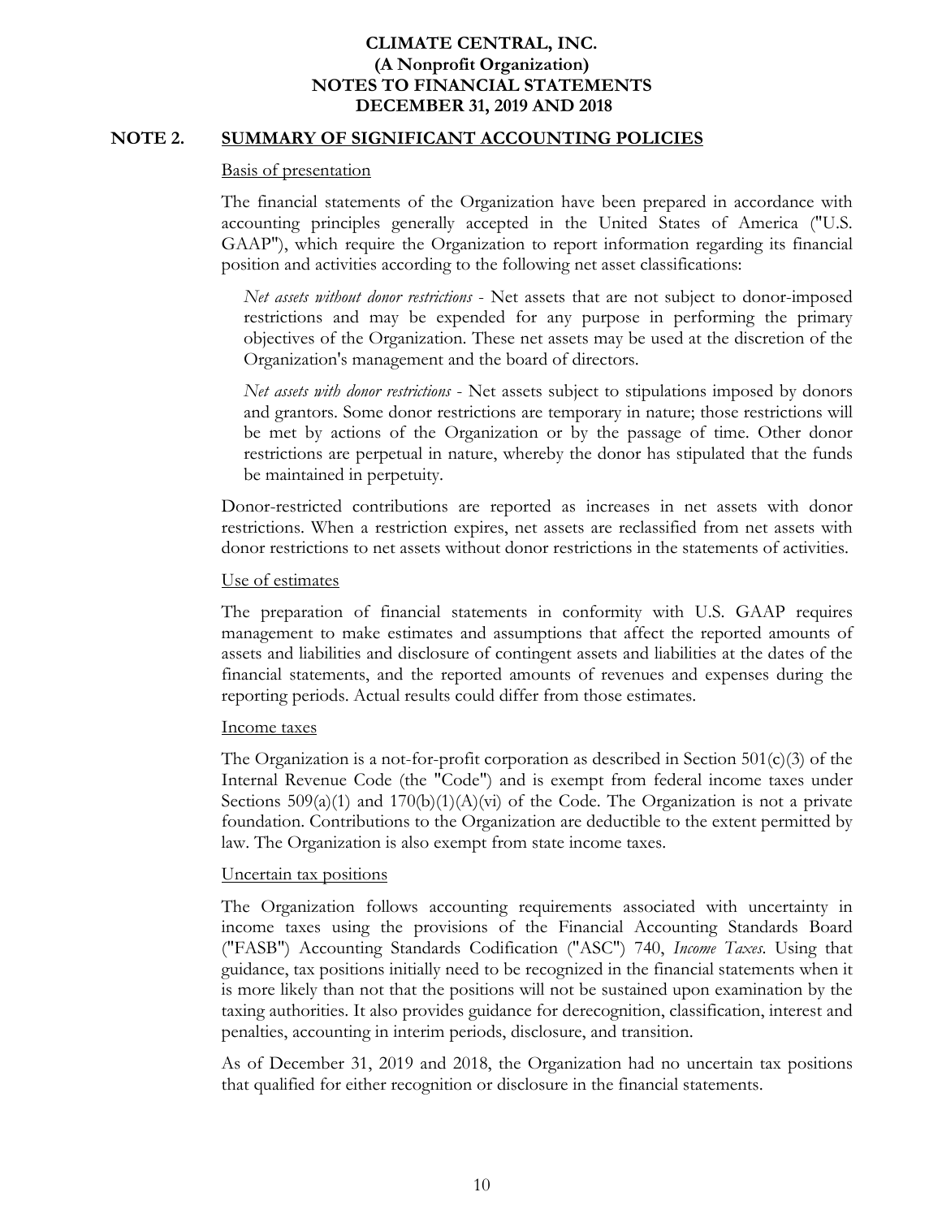# CLIMATE CENTRAL, INC.
## (A Nonprofit Organization)
## NOTES TO FINANCIAL STATEMENTS
## DECEMBER 31, 2019 AND 2018

## NOTE 2. SUMMARY OF SIGNIFICANT ACCOUNTING POLICIES

### Basis of presentation

The financial statements of the Organization have been prepared in accordance with accounting principles generally accepted in the United States of America ("U.S. GAAP"), which require the Organization to report information regarding its financial position and activities according to the following net asset classifications:

*Net assets without donor restrictions* - Net assets that are not subject to donor-imposed restrictions and may be expended for any purpose in performing the primary objectives of the Organization. These net assets may be used at the discretion of the Organization's management and the board of directors.

*Net assets with donor restrictions* - Net assets subject to stipulations imposed by donors and grantors. Some donor restrictions are temporary in nature; those restrictions will be met by actions of the Organization or by the passage of time. Other donor restrictions are perpetual in nature, whereby the donor has stipulated that the funds be maintained in perpetuity.

Donor-restricted contributions are reported as increases in net assets with donor restrictions. When a restriction expires, net assets are reclassified from net assets with donor restrictions to net assets without donor restrictions in the statements of activities.

### Use of estimates

The preparation of financial statements in conformity with U.S. GAAP requires management to make estimates and assumptions that affect the reported amounts of assets and liabilities and disclosure of contingent assets and liabilities at the dates of the financial statements, and the reported amounts of revenues and expenses during the reporting periods. Actual results could differ from those estimates.

### Income taxes

The Organization is a not-for-profit corporation as described in Section 501(c)(3) of the Internal Revenue Code (the "Code") and is exempt from federal income taxes under Sections 509(a)(1) and 170(b)(1)(A)(vi) of the Code. The Organization is not a private foundation. Contributions to the Organization are deductible to the extent permitted by law. The Organization is also exempt from state income taxes.

### Uncertain tax positions

The Organization follows accounting requirements associated with uncertainty in income taxes using the provisions of the Financial Accounting Standards Board ("FASB") Accounting Standards Codification ("ASC") 740, *Income Taxes*. Using that guidance, tax positions initially need to be recognized in the financial statements when it is more likely than not that the positions will not be sustained upon examination by the taxing authorities. It also provides guidance for derecognition, classification, interest and penalties, accounting in interim periods, disclosure, and transition.

As of December 31, 2019 and 2018, the Organization had no uncertain tax positions that qualified for either recognition or disclosure in the financial statements.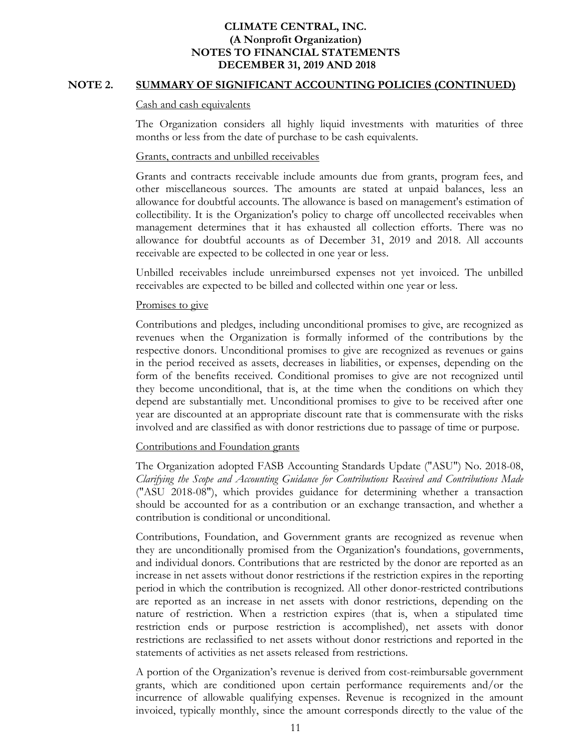## NOTE 2. SUMMARY OF SIGNIFICANT ACCOUNTING POLICIES (CONTINUED)

Cash and cash equivalents

The Organization considers all highly liquid investments with maturities of three months or less from the date of purchase to be cash equivalents.

Grants, contracts and unbilled receivables

Grants and contracts receivable include amounts due from grants, program fees, and other miscellaneous sources. The amounts are stated at unpaid balances, less an allowance for doubtful accounts. The allowance is based on management's estimation of collectibility. It is the Organization's policy to charge off uncollected receivables when management determines that it has exhausted all collection efforts. There was no allowance for doubtful accounts as of December 31, 2019 and 2018. All accounts receivable are expected to be collected in one year or less.

Unbilled receivables include unreimbursed expenses not yet invoiced. The unbilled receivables are expected to be billed and collected within one year or less.

Promises to give

Contributions and pledges, including unconditional promises to give, are recognized as revenues when the Organization is formally informed of the contributions by the respective donors. Unconditional promises to give are recognized as revenues or gains in the period received as assets, decreases in liabilities, or expenses, depending on the form of the benefits received. Conditional promises to give are not recognized until they become unconditional, that is, at the time when the conditions on which they depend are substantially met. Unconditional promises to give to be received after one year are discounted at an appropriate discount rate that is commensurate with the risks involved and are classified as with donor restrictions due to passage of time or purpose.

Contributions and Foundation grants

The Organization adopted FASB Accounting Standards Update ("ASU") No. 2018-08, *Clarifying the Scope and Accounting Guidance for Contributions Received and Contributions Made* ("ASU 2018-08"), which provides guidance for determining whether a transaction should be accounted for as a contribution or an exchange transaction, and whether a contribution is conditional or unconditional.

Contributions, Foundation, and Government grants are recognized as revenue when they are unconditionally promised from the Organization's foundations, governments, and individual donors. Contributions that are restricted by the donor are reported as an increase in net assets without donor restrictions if the restriction expires in the reporting period in which the contribution is recognized. All other donor-restricted contributions are reported as an increase in net assets with donor restrictions, depending on the nature of restriction. When a restriction expires (that is, when a stipulated time restriction ends or purpose restriction is accomplished), net assets with donor restrictions are reclassified to net assets without donor restrictions and reported in the statements of activities as net assets released from restrictions.

A portion of the Organization's revenue is derived from cost-reimbursable government grants, which are conditioned upon certain performance requirements and/or the incurrence of allowable qualifying expenses. Revenue is recognized in the amount invoiced, typically monthly, since the amount corresponds directly to the value of the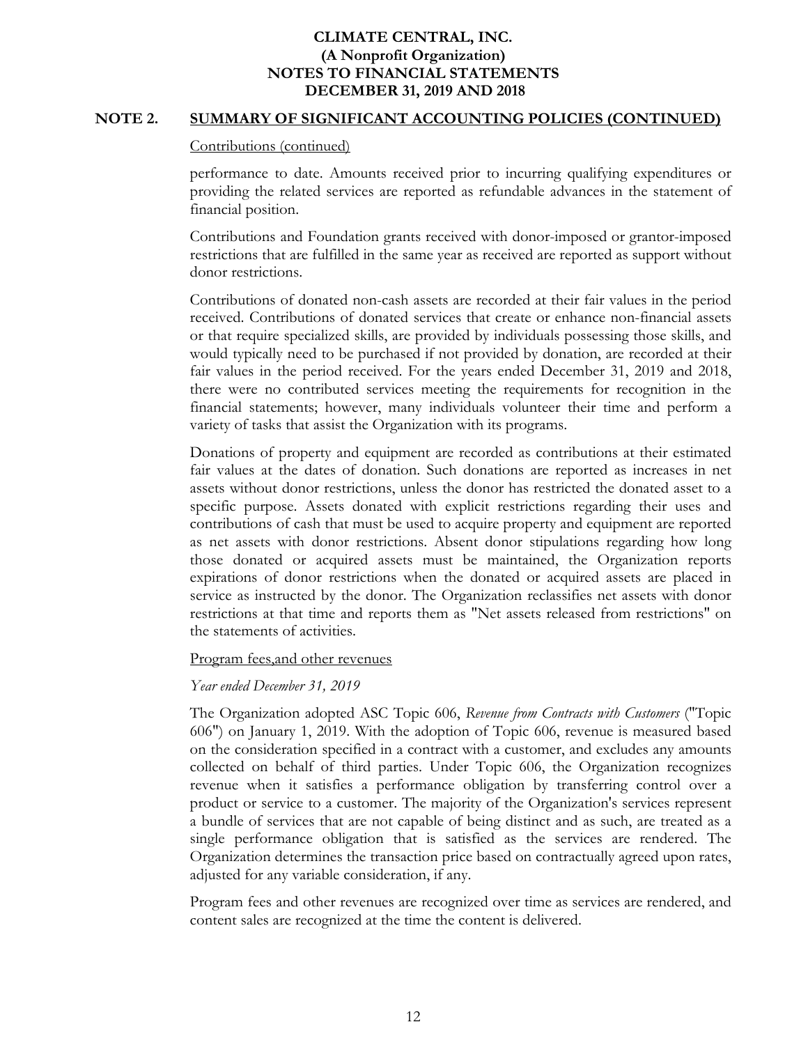## NOTE 2. SUMMARY OF SIGNIFICANT ACCOUNTING POLICIES (CONTINUED)

Contributions (continued)

performance to date. Amounts received prior to incurring qualifying expenditures or providing the related services are reported as refundable advances in the statement of financial position.

Contributions and Foundation grants received with donor-imposed or grantor-imposed restrictions that are fulfilled in the same year as received are reported as support without donor restrictions.

Contributions of donated non-cash assets are recorded at their fair values in the period received. Contributions of donated services that create or enhance non-financial assets or that require specialized skills, are provided by individuals possessing those skills, and would typically need to be purchased if not provided by donation, are recorded at their fair values in the period received. For the years ended December 31, 2019 and 2018, there were no contributed services meeting the requirements for recognition in the financial statements; however, many individuals volunteer their time and perform a variety of tasks that assist the Organization with its programs.

Donations of property and equipment are recorded as contributions at their estimated fair values at the dates of donation. Such donations are reported as increases in net assets without donor restrictions, unless the donor has restricted the donated asset to a specific purpose. Assets donated with explicit restrictions regarding their uses and contributions of cash that must be used to acquire property and equipment are reported as net assets with donor restrictions. Absent donor stipulations regarding how long those donated or acquired assets must be maintained, the Organization reports expirations of donor restrictions when the donated or acquired assets are placed in service as instructed by the donor. The Organization reclassifies net assets with donor restrictions at that time and reports them as "Net assets released from restrictions" on the statements of activities.

Program fees,and other revenues

*Year ended December 31, 2019*

The Organization adopted ASC Topic 606, *Revenue from Contracts with Customers* ("Topic 606") on January 1, 2019. With the adoption of Topic 606, revenue is measured based on the consideration specified in a contract with a customer, and excludes any amounts collected on behalf of third parties. Under Topic 606, the Organization recognizes revenue when it satisfies a performance obligation by transferring control over a product or service to a customer. The majority of the Organization's services represent a bundle of services that are not capable of being distinct and as such, are treated as a single performance obligation that is satisfied as the services are rendered. The Organization determines the transaction price based on contractually agreed upon rates, adjusted for any variable consideration, if any.

Program fees and other revenues are recognized over time as services are rendered, and content sales are recognized at the time the content is delivered.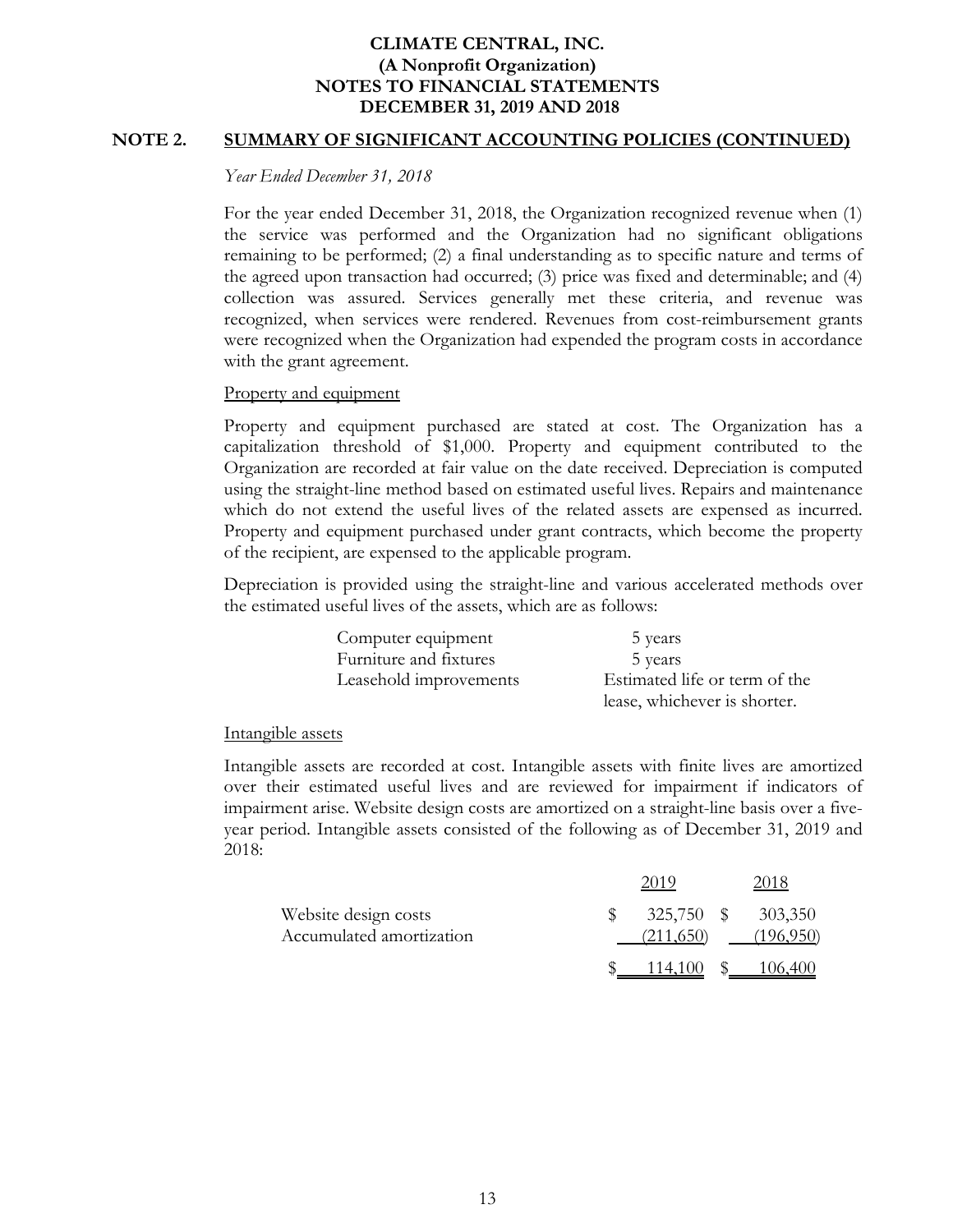## NOTE 2. SUMMARY OF SIGNIFICANT ACCOUNTING POLICIES (CONTINUED)

*Year Ended December 31, 2018*

For the year ended December 31, 2018, the Organization recognized revenue when (1) the service was performed and the Organization had no significant obligations remaining to be performed; (2) a final understanding as to specific nature and terms of the agreed upon transaction had occurred; (3) price was fixed and determinable; and (4) collection was assured. Services generally met these criteria, and revenue was recognized, when services were rendered. Revenues from cost-reimbursement grants were recognized when the Organization had expended the program costs in accordance with the grant agreement.

Property and equipment

Property and equipment purchased are stated at cost. The Organization has a capitalization threshold of $1,000. Property and equipment contributed to the Organization are recorded at fair value on the date received. Depreciation is computed using the straight-line method based on estimated useful lives. Repairs and maintenance which do not extend the useful lives of the related assets are expensed as incurred. Property and equipment purchased under grant contracts, which become the property of the recipient, are expensed to the applicable program.

Depreciation is provided using the straight-line and various accelerated methods over the estimated useful lives of the assets, which are as follows:

| | |
|---|---|
| Computer equipment | 5 years |
| Furniture and fixtures | 5 years |
| Leasehold improvements | Estimated life or term of the lease, whichever is shorter. |

Intangible assets

Intangible assets are recorded at cost. Intangible assets with finite lives are amortized over their estimated useful lives and are reviewed for impairment if indicators of impairment arise. Website design costs are amortized on a straight-line basis over a five-year period. Intangible assets consisted of the following as of December 31, 2019 and 2018:

| | 2019 | 2018 |
|---|---|---|
| Website design costs | $ 325,750 | $ 303,350 |
| Accumulated amortization | (211,650) | (196,950) |
| | $ 114,100 | $ 106,400 |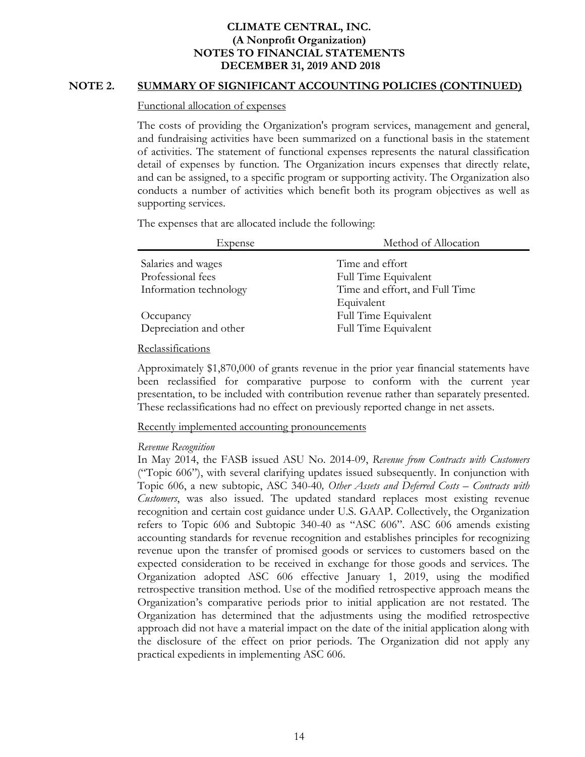## NOTE 2. SUMMARY OF SIGNIFICANT ACCOUNTING POLICIES (CONTINUED)

Functional allocation of expenses

The costs of providing the Organization's program services, management and general, and fundraising activities have been summarized on a functional basis in the statement of activities. The statement of functional expenses represents the natural classification detail of expenses by function. The Organization incurs expenses that directly relate, and can be assigned, to a specific program or supporting activity. The Organization also conducts a number of activities which benefit both its program objectives as well as supporting services.

The expenses that are allocated include the following:

| Expense | Method of Allocation |
|---|---|
| Salaries and wages | Time and effort |
| Professional fees | Full Time Equivalent |
| Information technology | Time and effort, and Full Time Equivalent |
| Occupancy | Full Time Equivalent |
| Depreciation and other | Full Time Equivalent |

Reclassifications

Approximately $1,870,000 of grants revenue in the prior year financial statements have been reclassified for comparative purpose to conform with the current year presentation, to be included with contribution revenue rather than separately presented. These reclassifications had no effect on previously reported change in net assets.

Recently implemented accounting pronouncements

*Revenue Recognition*

In May 2014, the FASB issued ASU No. 2014-09, *Revenue from Contracts with Customers* ("Topic 606"), with several clarifying updates issued subsequently. In conjunction with Topic 606, a new subtopic, ASC 340-40*, Other Assets and Deferred Costs – Contracts with Customers*, was also issued. The updated standard replaces most existing revenue recognition and certain cost guidance under U.S. GAAP. Collectively, the Organization refers to Topic 606 and Subtopic 340-40 as "ASC 606". ASC 606 amends existing accounting standards for revenue recognition and establishes principles for recognizing revenue upon the transfer of promised goods or services to customers based on the expected consideration to be received in exchange for those goods and services. The Organization adopted ASC 606 effective January 1, 2019, using the modified retrospective transition method. Use of the modified retrospective approach means the Organization's comparative periods prior to initial application are not restated. The Organization has determined that the adjustments using the modified retrospective approach did not have a material impact on the date of the initial application along with the disclosure of the effect on prior periods. The Organization did not apply any practical expedients in implementing ASC 606.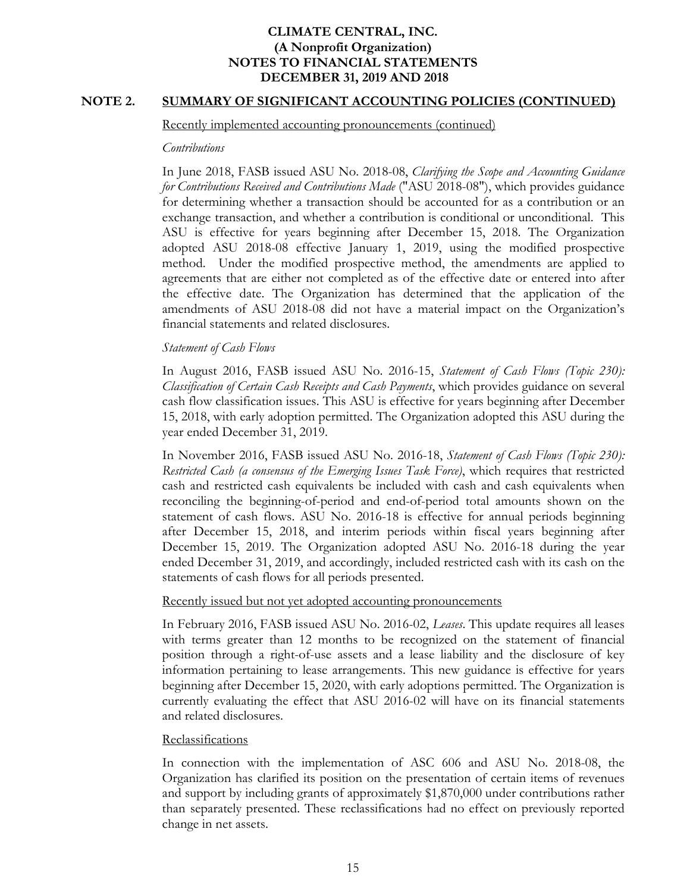## NOTE 2. SUMMARY OF SIGNIFICANT ACCOUNTING POLICIES (CONTINUED)

Recently implemented accounting pronouncements (continued)

*Contributions*

In June 2018, FASB issued ASU No. 2018-08, *Clarifying the Scope and Accounting Guidance for Contributions Received and Contributions Made* ("ASU 2018-08"), which provides guidance for determining whether a transaction should be accounted for as a contribution or an exchange transaction, and whether a contribution is conditional or unconditional. This ASU is effective for years beginning after December 15, 2018. The Organization adopted ASU 2018-08 effective January 1, 2019, using the modified prospective method. Under the modified prospective method, the amendments are applied to agreements that are either not completed as of the effective date or entered into after the effective date. The Organization has determined that the application of the amendments of ASU 2018-08 did not have a material impact on the Organization's financial statements and related disclosures.

*Statement of Cash Flows*

In August 2016, FASB issued ASU No. 2016-15, *Statement of Cash Flows (Topic 230): Classification of Certain Cash Receipts and Cash Payments*, which provides guidance on several cash flow classification issues. This ASU is effective for years beginning after December 15, 2018, with early adoption permitted. The Organization adopted this ASU during the year ended December 31, 2019.

In November 2016, FASB issued ASU No. 2016-18, *Statement of Cash Flows (Topic 230): Restricted Cash (a consensus of the Emerging Issues Task Force)*, which requires that restricted cash and restricted cash equivalents be included with cash and cash equivalents when reconciling the beginning-of-period and end-of-period total amounts shown on the statement of cash flows. ASU No. 2016-18 is effective for annual periods beginning after December 15, 2018, and interim periods within fiscal years beginning after December 15, 2019. The Organization adopted ASU No. 2016-18 during the year ended December 31, 2019, and accordingly, included restricted cash with its cash on the statements of cash flows for all periods presented.

Recently issued but not yet adopted accounting pronouncements

In February 2016, FASB issued ASU No. 2016-02, *Leases*. This update requires all leases with terms greater than 12 months to be recognized on the statement of financial position through a right-of-use assets and a lease liability and the disclosure of key information pertaining to lease arrangements. This new guidance is effective for years beginning after December 15, 2020, with early adoptions permitted. The Organization is currently evaluating the effect that ASU 2016-02 will have on its financial statements and related disclosures.

Reclassifications

In connection with the implementation of ASC 606 and ASU No. 2018-08, the Organization has clarified its position on the presentation of certain items of revenues and support by including grants of approximately $1,870,000 under contributions rather than separately presented. These reclassifications had no effect on previously reported change in net assets.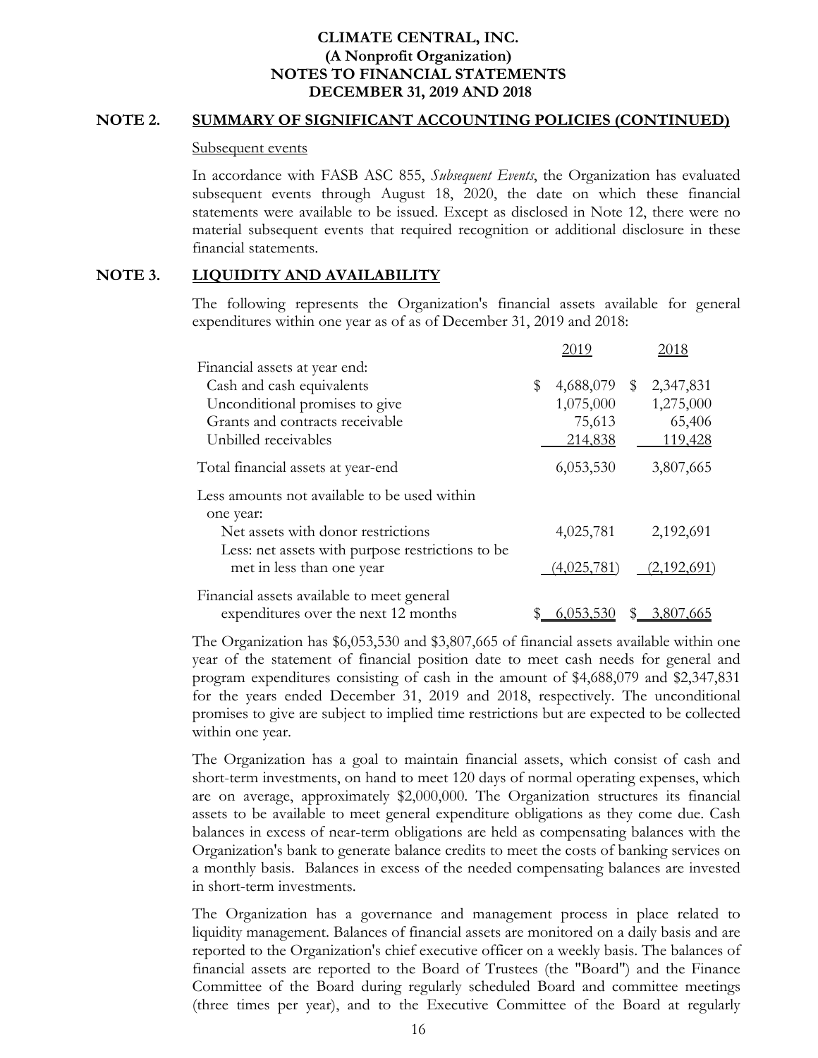**CLIMATE CENTRAL, INC.**
**(A Nonprofit Organization)**
**NOTES TO FINANCIAL STATEMENTS**
**DECEMBER 31, 2019 AND 2018**

## NOTE 2. SUMMARY OF SIGNIFICANT ACCOUNTING POLICIES (CONTINUED)

Subsequent events

In accordance with FASB ASC 855, *Subsequent Events*, the Organization has evaluated subsequent events through August 18, 2020, the date on which these financial statements were available to be issued. Except as disclosed in Note 12, there were no material subsequent events that required recognition or additional disclosure in these financial statements.

## NOTE 3. LIQUIDITY AND AVAILABILITY

The following represents the Organization's financial assets available for general expenditures within one year as of as of December 31, 2019 and 2018:

| | 2019 | 2018 |
|---|---|---|
| Financial assets at year end: | | |
| Cash and cash equivalents | $ 4,688,079 | $ 2,347,831 |
| Unconditional promises to give | 1,075,000 | 1,275,000 |
| Grants and contracts receivable | 75,613 | 65,406 |
| Unbilled receivables | 214,838 | 119,428 |
| Total financial assets at year-end | 6,053,530 | 3,807,665 |
| Less amounts not available to be used within one year: | | |
| Net assets with donor restrictions | 4,025,781 | 2,192,691 |
| Less: net assets with purpose restrictions to be met in less than one year | (4,025,781) | (2,192,691) |
| Financial assets available to meet general expenditures over the next 12 months | $ 6,053,530 | $ 3,807,665 |

The Organization has $6,053,530 and $3,807,665 of financial assets available within one year of the statement of financial position date to meet cash needs for general and program expenditures consisting of cash in the amount of $4,688,079 and $2,347,831 for the years ended December 31, 2019 and 2018, respectively. The unconditional promises to give are subject to implied time restrictions but are expected to be collected within one year.

The Organization has a goal to maintain financial assets, which consist of cash and short-term investments, on hand to meet 120 days of normal operating expenses, which are on average, approximately $2,000,000. The Organization structures its financial assets to be available to meet general expenditure obligations as they come due. Cash balances in excess of near-term obligations are held as compensating balances with the Organization's bank to generate balance credits to meet the costs of banking services on a monthly basis. Balances in excess of the needed compensating balances are invested in short-term investments.

The Organization has a governance and management process in place related to liquidity management. Balances of financial assets are monitored on a daily basis and are reported to the Organization's chief executive officer on a weekly basis. The balances of financial assets are reported to the Board of Trustees (the "Board") and the Finance Committee of the Board during regularly scheduled Board and committee meetings (three times per year), and to the Executive Committee of the Board at regularly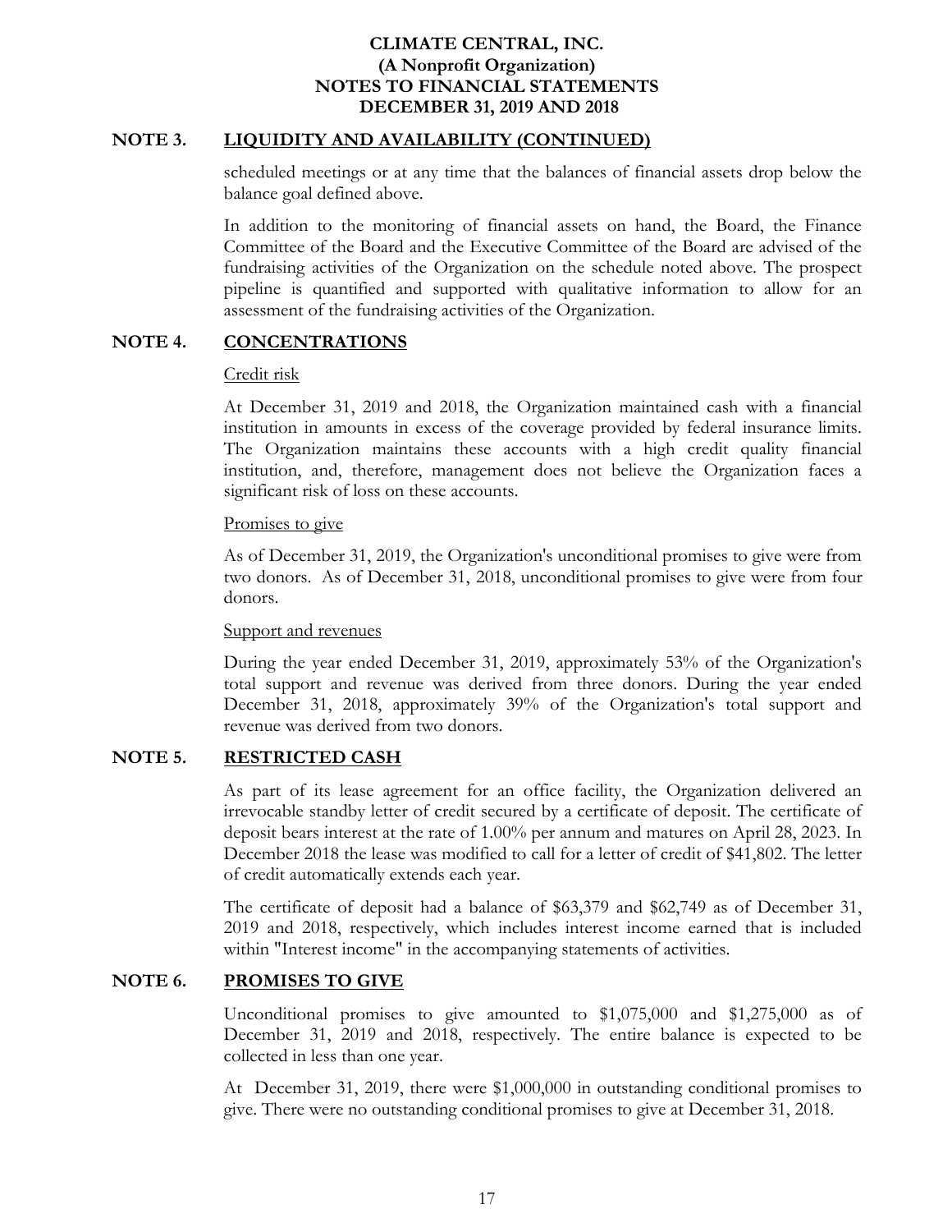## NOTE 3. LIQUIDITY AND AVAILABILITY (CONTINUED)

scheduled meetings or at any time that the balances of financial assets drop below the balance goal defined above.

In addition to the monitoring of financial assets on hand, the Board, the Finance Committee of the Board and the Executive Committee of the Board are advised of the fundraising activities of the Organization on the schedule noted above. The prospect pipeline is quantified and supported with qualitative information to allow for an assessment of the fundraising activities of the Organization.

## NOTE 4. CONCENTRATIONS

Credit risk

At December 31, 2019 and 2018, the Organization maintained cash with a financial institution in amounts in excess of the coverage provided by federal insurance limits. The Organization maintains these accounts with a high credit quality financial institution, and, therefore, management does not believe the Organization faces a significant risk of loss on these accounts.

Promises to give

As of December 31, 2019, the Organization's unconditional promises to give were from two donors. As of December 31, 2018, unconditional promises to give were from four donors.

Support and revenues

During the year ended December 31, 2019, approximately 53% of the Organization's total support and revenue was derived from three donors. During the year ended December 31, 2018, approximately 39% of the Organization's total support and revenue was derived from two donors.

## NOTE 5. RESTRICTED CASH

As part of its lease agreement for an office facility, the Organization delivered an irrevocable standby letter of credit secured by a certificate of deposit. The certificate of deposit bears interest at the rate of 1.00% per annum and matures on April 28, 2023. In December 2018 the lease was modified to call for a letter of credit of $41,802. The letter of credit automatically extends each year.

The certificate of deposit had a balance of $63,379 and $62,749 as of December 31, 2019 and 2018, respectively, which includes interest income earned that is included within "Interest income" in the accompanying statements of activities.

## NOTE 6. PROMISES TO GIVE

Unconditional promises to give amounted to $1,075,000 and $1,275,000 as of December 31, 2019 and 2018, respectively. The entire balance is expected to be collected in less than one year.

At December 31, 2019, there were $1,000,000 in outstanding conditional promises to give. There were no outstanding conditional promises to give at December 31, 2018.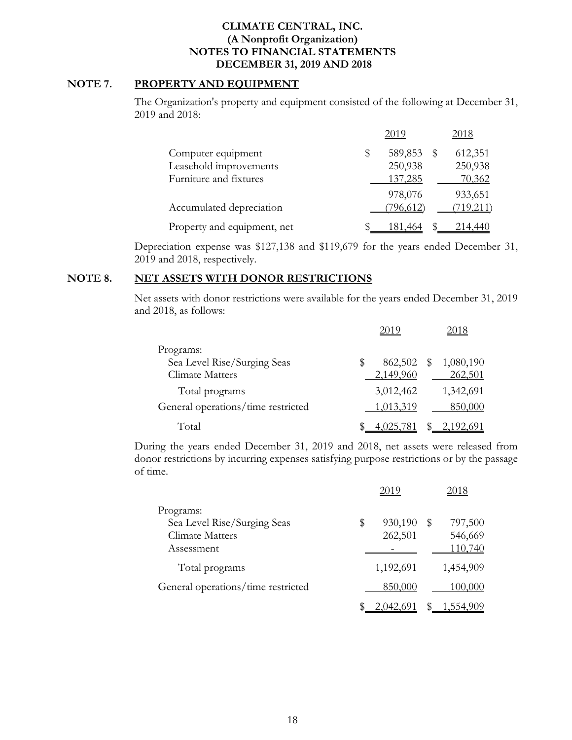**CLIMATE CENTRAL, INC.**
**(A Nonprofit Organization)**
**NOTES TO FINANCIAL STATEMENTS**
**DECEMBER 31, 2019 AND 2018**

## NOTE 7. PROPERTY AND EQUIPMENT

The Organization's property and equipment consisted of the following at December 31, 2019 and 2018:

| | 2019 | 2018 |
|---|---|---|
| Computer equipment | $ 589,853 | $ 612,351 |
| Leasehold improvements | 250,938 | 250,938 |
| Furniture and fixtures | 137,285 | 70,362 |
| | 978,076 | 933,651 |
| Accumulated depreciation | (796,612) | (719,211) |
| Property and equipment, net | $ 181,464 | $ 214,440 |

Depreciation expense was $127,138 and $119,679 for the years ended December 31, 2019 and 2018, respectively.

## NOTE 8. NET ASSETS WITH DONOR RESTRICTIONS

Net assets with donor restrictions were available for the years ended December 31, 2019 and 2018, as follows:

| | 2019 | 2018 |
|---|---|---|
| Programs: | | |
| Sea Level Rise/Surging Seas | $ 862,502 | $ 1,080,190 |
| Climate Matters | 2,149,960 | 262,501 |
| Total programs | 3,012,462 | 1,342,691 |
| General operations/time restricted | 1,013,319 | 850,000 |
| Total | $ 4,025,781 | $ 2,192,691 |

During the years ended December 31, 2019 and 2018, net assets were released from donor restrictions by incurring expenses satisfying purpose restrictions or by the passage of time.

| | 2019 | 2018 |
|---|---|---|
| Programs: | | |
| Sea Level Rise/Surging Seas | $ 930,190 | $ 797,500 |
| Climate Matters | 262,501 | 546,669 |
| Assessment | - | 110,740 |
| Total programs | 1,192,691 | 1,454,909 |
| General operations/time restricted | 850,000 | 100,000 |
| | $ 2,042,691 | $ 1,554,909 |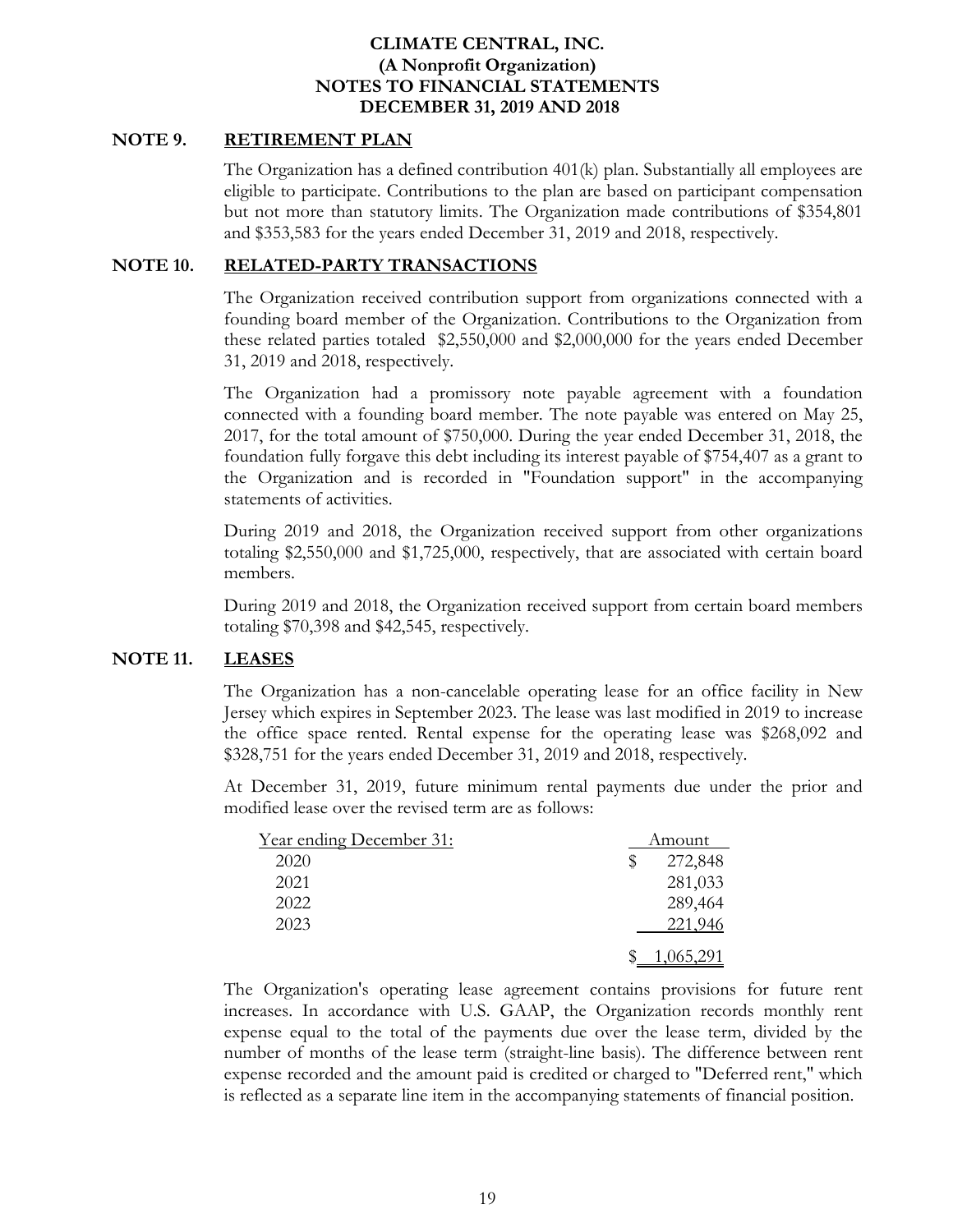# CLIMATE CENTRAL, INC.
## (A Nonprofit Organization)
## NOTES TO FINANCIAL STATEMENTS
## DECEMBER 31, 2019 AND 2018

### NOTE 9. RETIREMENT PLAN

The Organization has a defined contribution 401(k) plan. Substantially all employees are eligible to participate. Contributions to the plan are based on participant compensation but not more than statutory limits. The Organization made contributions of $354,801 and $353,583 for the years ended December 31, 2019 and 2018, respectively.

### NOTE 10. RELATED-PARTY TRANSACTIONS

The Organization received contribution support from organizations connected with a founding board member of the Organization. Contributions to the Organization from these related parties totaled $2,550,000 and $2,000,000 for the years ended December 31, 2019 and 2018, respectively.

The Organization had a promissory note payable agreement with a foundation connected with a founding board member. The note payable was entered on May 25, 2017, for the total amount of $750,000. During the year ended December 31, 2018, the foundation fully forgave this debt including its interest payable of $754,407 as a grant to the Organization and is recorded in "Foundation support" in the accompanying statements of activities.

During 2019 and 2018, the Organization received support from other organizations totaling $2,550,000 and $1,725,000, respectively, that are associated with certain board members.

During 2019 and 2018, the Organization received support from certain board members totaling $70,398 and $42,545, respectively.

### NOTE 11. LEASES

The Organization has a non-cancelable operating lease for an office facility in New Jersey which expires in September 2023. The lease was last modified in 2019 to increase the office space rented. Rental expense for the operating lease was $268,092 and $328,751 for the years ended December 31, 2019 and 2018, respectively.

At December 31, 2019, future minimum rental payments due under the prior and modified lease over the revised term are as follows:

| Year ending December 31: | Amount |
|---|---|
| 2020 | $ 272,848 |
| 2021 | 281,033 |
| 2022 | 289,464 |
| 2023 | 221,946 |
| | $ 1,065,291 |

The Organization's operating lease agreement contains provisions for future rent increases. In accordance with U.S. GAAP, the Organization records monthly rent expense equal to the total of the payments due over the lease term, divided by the number of months of the lease term (straight-line basis). The difference between rent expense recorded and the amount paid is credited or charged to "Deferred rent," which is reflected as a separate line item in the accompanying statements of financial position.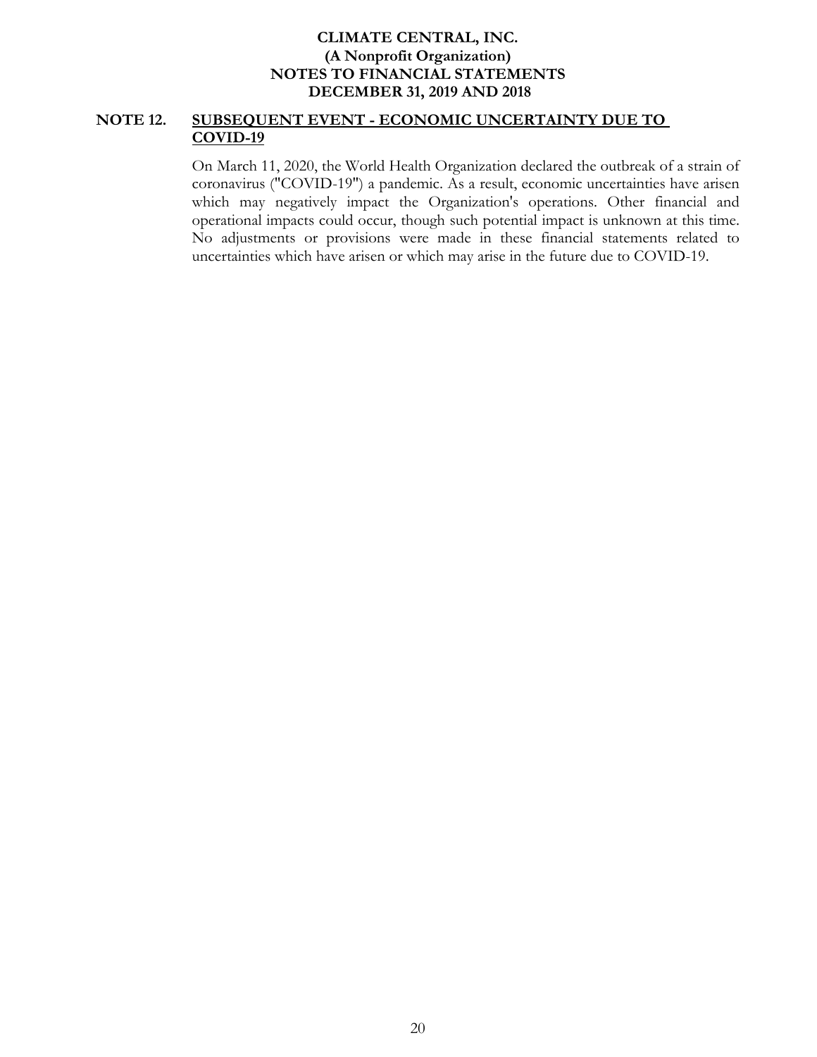**NOTE 12. SUBSEQUENT EVENT - ECONOMIC UNCERTAINTY DUE TO COVID-19**

On March 11, 2020, the World Health Organization declared the outbreak of a strain of coronavirus ("COVID-19") a pandemic. As a result, economic uncertainties have arisen which may negatively impact the Organization's operations. Other financial and operational impacts could occur, though such potential impact is unknown at this time. No adjustments or provisions were made in these financial statements related to uncertainties which have arisen or which may arise in the future due to COVID-19.